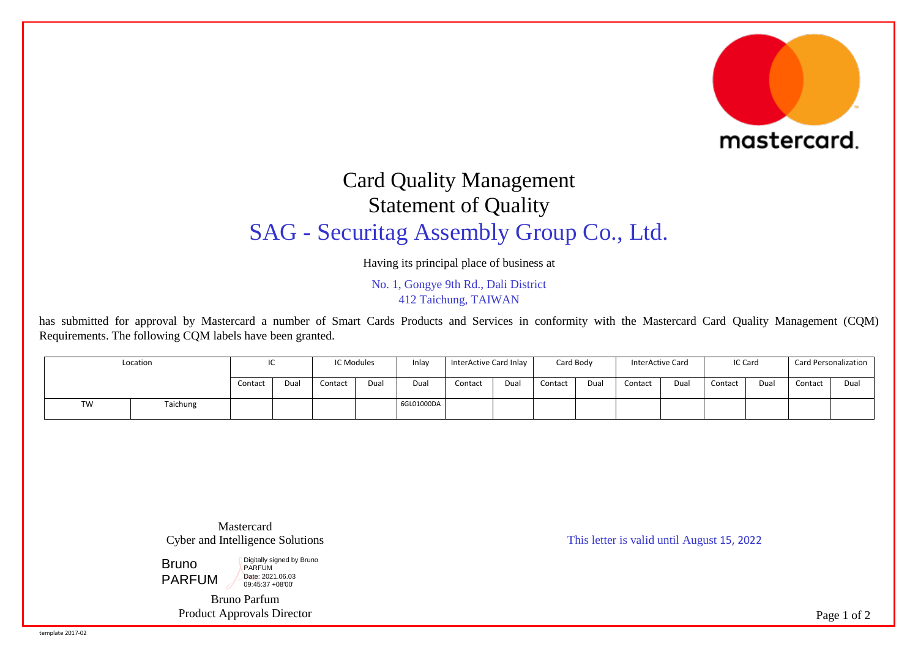# Card Quality Management

## Statement of Quality

## SAG - Securitag Assembly Group Co., Ltd.

Having its principal place of business at

No. 1, Gongye 9th Rd., Dali District
412 Taichung, TAIWAN

has submitted for approval by Mastercard a number of Smart Cards Products and Services in conformity with the Mastercard Card Quality Management (CQM) Requirements. The following CQM labels have been granted.

| Location | | IC | | IC Modules | | Inlay | InterActive Card Inlay | | Card Body | | InterActive Card | | IC Card | | Card Personalization | |
|---|---|---|---|---|---|---|---|---|---|---|---|---|---|---|---|---|
| | | Contact | Dual | Contact | Dual | Dual | Contact | Dual | Contact | Dual | Contact | Dual | Contact | Dual | Contact | Dual |
| TW | Taichung | | | | | 6GL01000DA | | | | | | | | | | |

Mastercard
Cyber and Intelligence Solutions

Bruno PARFUM — Digitally signed by Bruno PARFUM
Date: 2021.06.03 09:45:37 +08'00'

Bruno Parfum
Product Approvals Director

This letter is valid until August 15, 2022

template 2017-02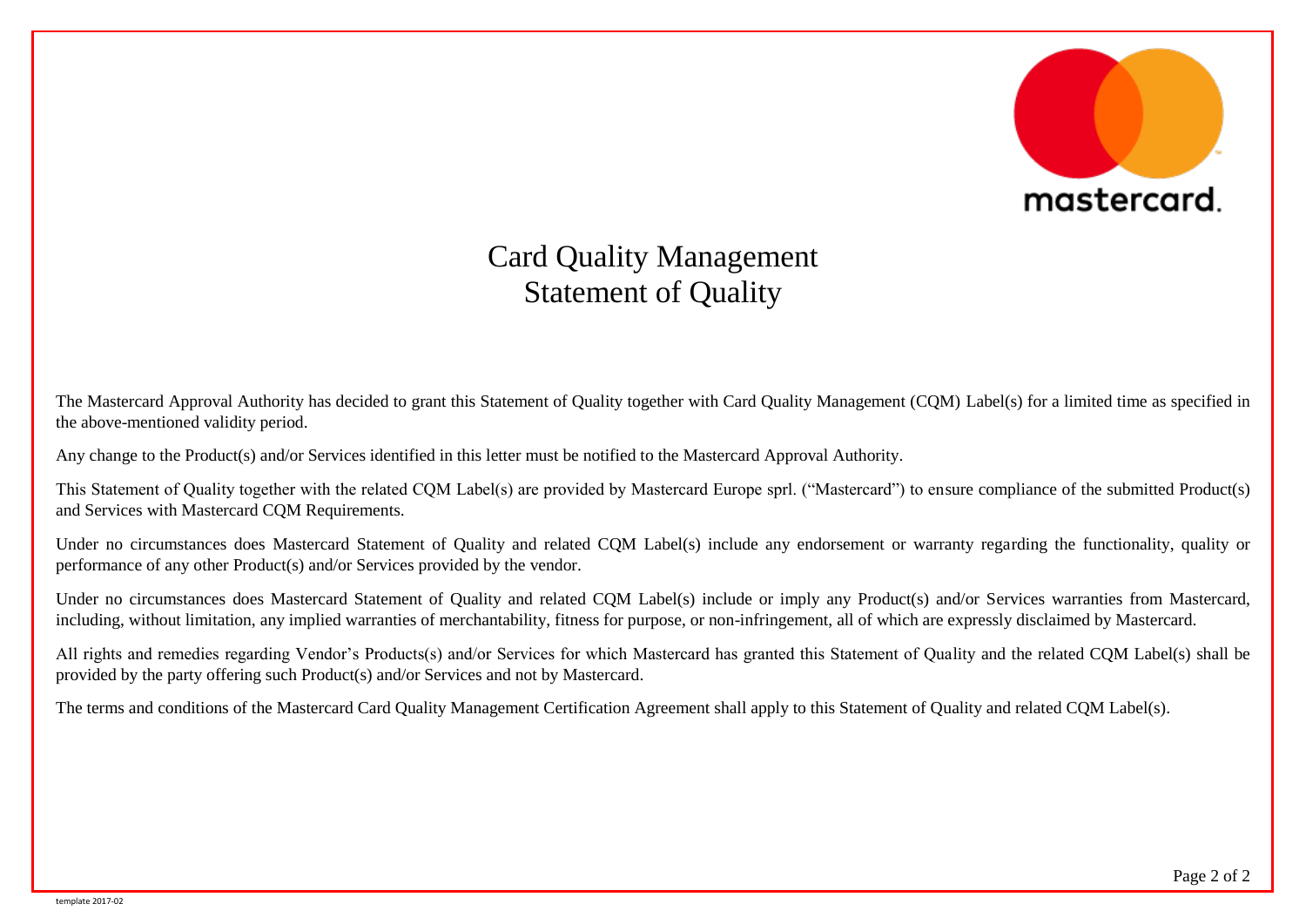# Card Quality Management
# Statement of Quality

The Mastercard Approval Authority has decided to grant this Statement of Quality together with Card Quality Management (CQM) Label(s) for a limited time as specified in the above-mentioned validity period.

Any change to the Product(s) and/or Services identified in this letter must be notified to the Mastercard Approval Authority.

This Statement of Quality together with the related CQM Label(s) are provided by Mastercard Europe sprl. ("Mastercard") to ensure compliance of the submitted Product(s) and Services with Mastercard CQM Requirements.

Under no circumstances does Mastercard Statement of Quality and related CQM Label(s) include any endorsement or warranty regarding the functionality, quality or performance of any other Product(s) and/or Services provided by the vendor.

Under no circumstances does Mastercard Statement of Quality and related CQM Label(s) include or imply any Product(s) and/or Services warranties from Mastercard, including, without limitation, any implied warranties of merchantability, fitness for purpose, or non-infringement, all of which are expressly disclaimed by Mastercard.

All rights and remedies regarding Vendor's Products(s) and/or Services for which Mastercard has granted this Statement of Quality and the related CQM Label(s) shall be provided by the party offering such Product(s) and/or Services and not by Mastercard.

The terms and conditions of the Mastercard Card Quality Management Certification Agreement shall apply to this Statement of Quality and related CQM Label(s).

template 2017-02